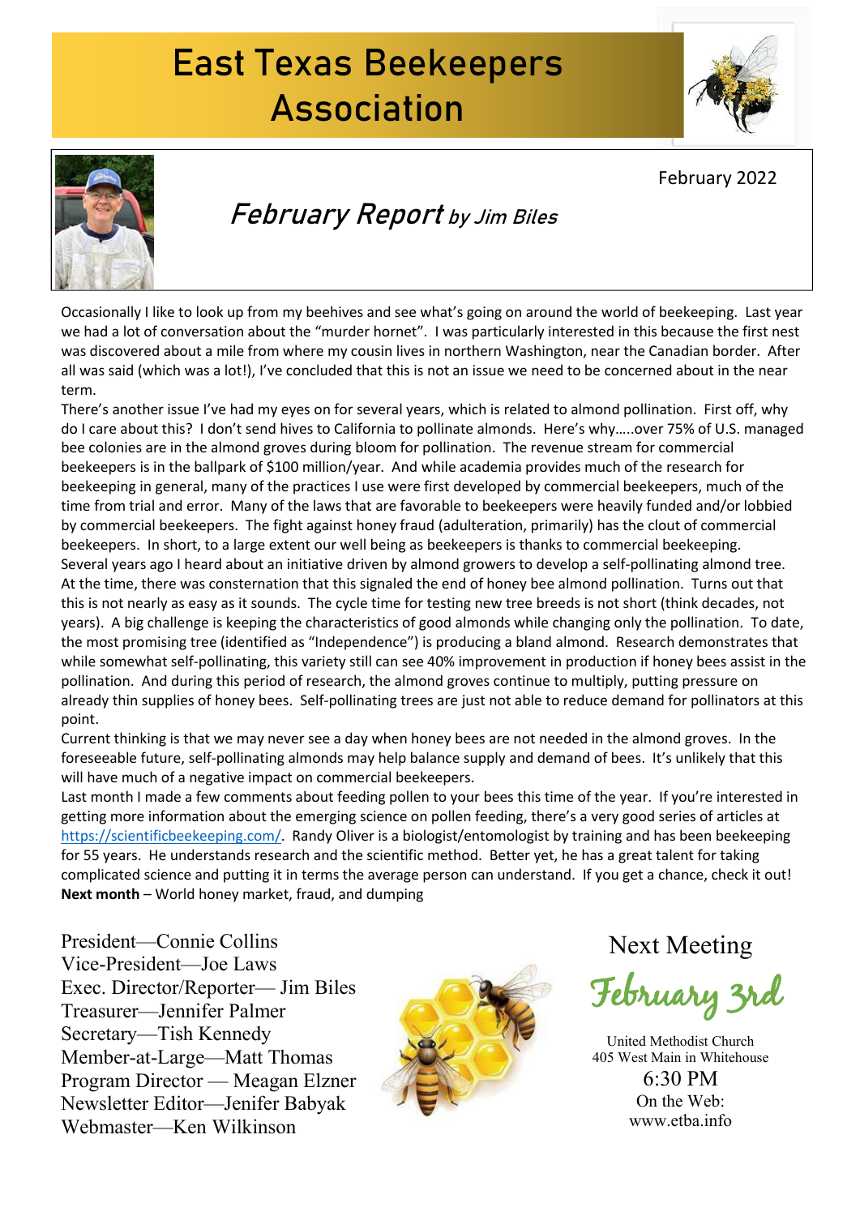# East Texas Beekeepers Association

February 2022

## *February Report* *by Jim Biles*

Occasionally I like to look up from my beehives and see what's going on around the world of beekeeping. Last year we had a lot of conversation about the "murder hornet". I was particularly interested in this because the first nest was discovered about a mile from where my cousin lives in northern Washington, near the Canadian border. After all was said (which was a lot!), I've concluded that this is not an issue we need to be concerned about in the near term.

There's another issue I've had my eyes on for several years, which is related to almond pollination. First off, why do I care about this? I don't send hives to California to pollinate almonds. Here's why…..over 75% of U.S. managed bee colonies are in the almond groves during bloom for pollination. The revenue stream for commercial beekeepers is in the ballpark of $100 million/year. And while academia provides much of the research for beekeeping in general, many of the practices I use were first developed by commercial beekeepers, much of the time from trial and error. Many of the laws that are favorable to beekeepers were heavily funded and/or lobbied by commercial beekeepers. The fight against honey fraud (adulteration, primarily) has the clout of commercial beekeepers. In short, to a large extent our well being as beekeepers is thanks to commercial beekeeping.

Several years ago I heard about an initiative driven by almond growers to develop a self-pollinating almond tree. At the time, there was consternation that this signaled the end of honey bee almond pollination. Turns out that this is not nearly as easy as it sounds. The cycle time for testing new tree breeds is not short (think decades, not years). A big challenge is keeping the characteristics of good almonds while changing only the pollination. To date, the most promising tree (identified as "Independence") is producing a bland almond. Research demonstrates that while somewhat self-pollinating, this variety still can see 40% improvement in production if honey bees assist in the pollination. And during this period of research, the almond groves continue to multiply, putting pressure on already thin supplies of honey bees. Self-pollinating trees are just not able to reduce demand for pollinators at this point.

Current thinking is that we may never see a day when honey bees are not needed in the almond groves. In the foreseeable future, self-pollinating almonds may help balance supply and demand of bees. It's unlikely that this will have much of a negative impact on commercial beekeepers.

Last month I made a few comments about feeding pollen to your bees this time of the year. If you're interested in getting more information about the emerging science on pollen feeding, there's a very good series of articles at https://scientificbeekeeping.com/. Randy Oliver is a biologist/entomologist by training and has been beekeeping for 55 years. He understands research and the scientific method. Better yet, he has a great talent for taking complicated science and putting it in terms the average person can understand. If you get a chance, check it out!

**Next month** – World honey market, fraud, and dumping

President—Connie Collins
Vice-President—Joe Laws
Exec. Director/Reporter— Jim Biles
Treasurer—Jennifer Palmer
Secretary—Tish Kennedy
Member-at-Large—Matt Thomas
Program Director — Meagan Elzner
Newsletter Editor—Jenifer Babyak
Webmaster—Ken Wilkinson

Next Meeting

February 3rd

United Methodist Church
405 West Main in Whitehouse
6:30 PM
On the Web:
www.etba.info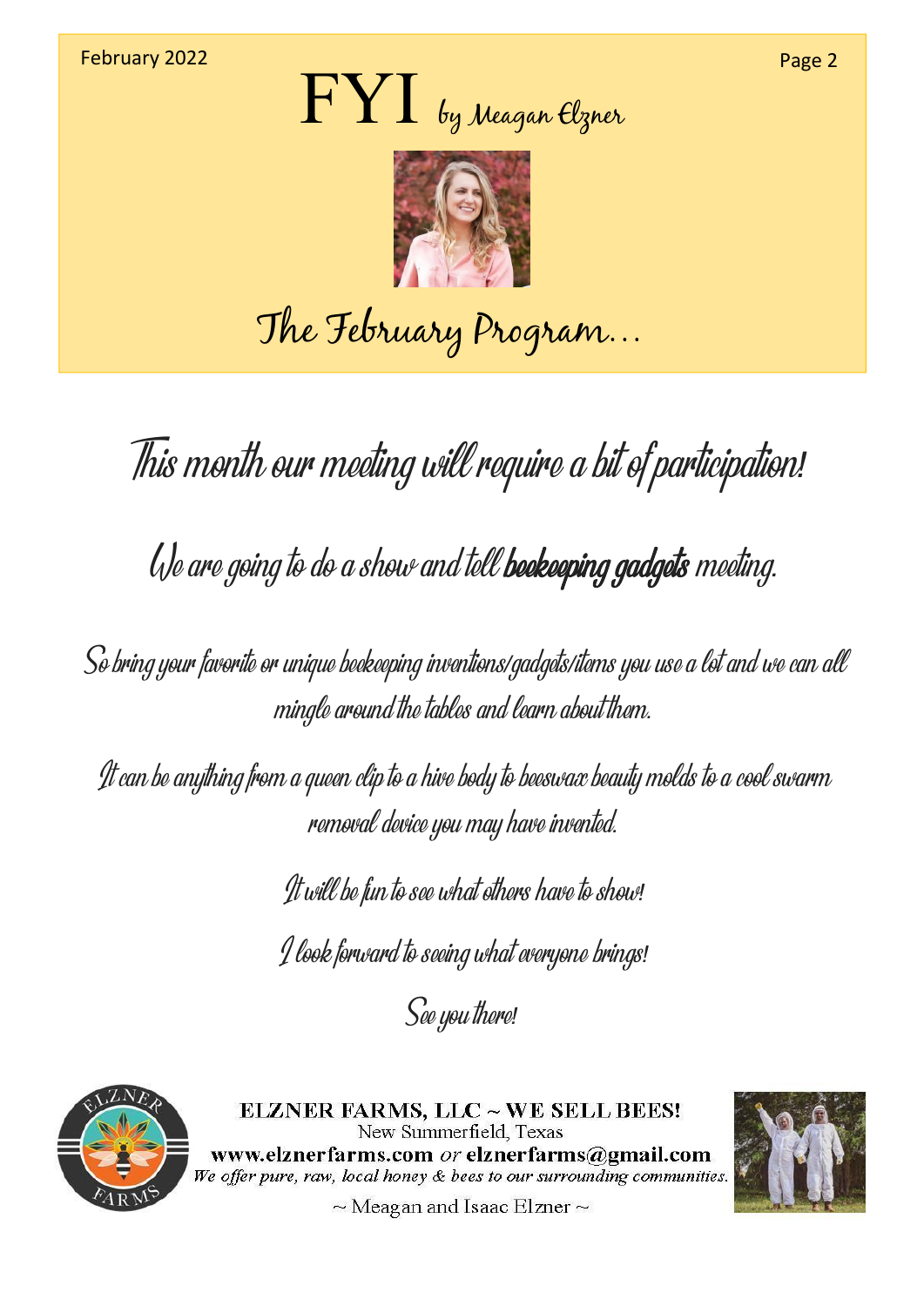February 2022

# FYI *by Meagan Elzner*

## The February Program…

### This month our meeting will require a bit of participation!

We are going to do a show and tell **beekeeping gadgets** meeting.

So bring your favorite or unique beekeeping inventions/gadgets/items you use a lot and we can all mingle around the tables and learn about them.

It can be anything from a queen clip to a hive body to beeswax beauty molds to a cool swarm removal device you may have invented.

It will be fun to see what others have to show!

I look forward to seeing what everyone brings!

See you there!

**ELZNER FARMS, LLC ~ WE SELL BEES!**
New Summerfield, Texas
**www.elznerfarms.com** *or* **elznerfarms@gmail.com**
*We offer pure, raw, local honey & bees to our surrounding communities.*
~ Meagan and Isaac Elzner ~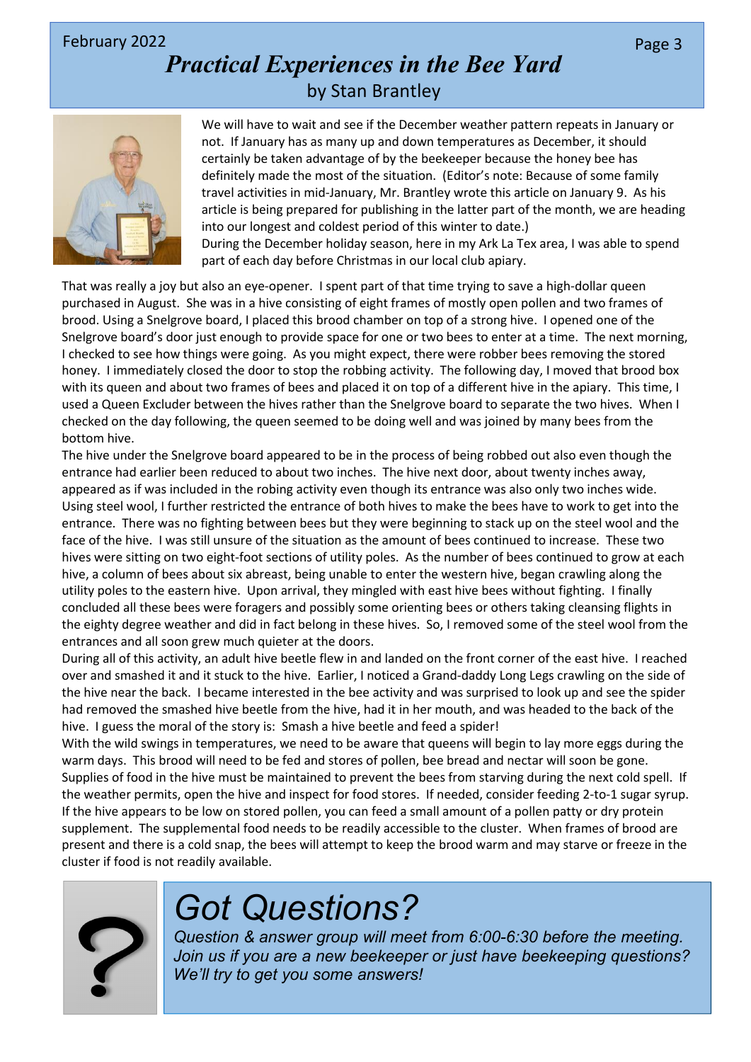# Practical Experiences in the Bee Yard

by Stan Brantley

We will have to wait and see if the December weather pattern repeats in January or not. If January has as many up and down temperatures as December, it should certainly be taken advantage of by the beekeeper because the honey bee has definitely made the most of the situation. (Editor's note: Because of some family travel activities in mid-January, Mr. Brantley wrote this article on January 9. As his article is being prepared for publishing in the latter part of the month, we are heading into our longest and coldest period of this winter to date.)

During the December holiday season, here in my Ark La Tex area, I was able to spend part of each day before Christmas in our local club apiary.

That was really a joy but also an eye-opener. I spent part of that time trying to save a high-dollar queen purchased in August. She was in a hive consisting of eight frames of mostly open pollen and two frames of brood. Using a Snelgrove board, I placed this brood chamber on top of a strong hive. I opened one of the Snelgrove board's door just enough to provide space for one or two bees to enter at a time. The next morning, I checked to see how things were going. As you might expect, there were robber bees removing the stored honey. I immediately closed the door to stop the robbing activity. The following day, I moved that brood box with its queen and about two frames of bees and placed it on top of a different hive in the apiary. This time, I used a Queen Excluder between the hives rather than the Snelgrove board to separate the two hives. When I checked on the day following, the queen seemed to be doing well and was joined by many bees from the bottom hive.

The hive under the Snelgrove board appeared to be in the process of being robbed out also even though the entrance had earlier been reduced to about two inches. The hive next door, about twenty inches away, appeared as if was included in the robing activity even though its entrance was also only two inches wide. Using steel wool, I further restricted the entrance of both hives to make the bees have to work to get into the entrance. There was no fighting between bees but they were beginning to stack up on the steel wool and the face of the hive. I was still unsure of the situation as the amount of bees continued to increase. These two hives were sitting on two eight-foot sections of utility poles. As the number of bees continued to grow at each hive, a column of bees about six abreast, being unable to enter the western hive, began crawling along the utility poles to the eastern hive. Upon arrival, they mingled with east hive bees without fighting. I finally concluded all these bees were foragers and possibly some orienting bees or others taking cleansing flights in the eighty degree weather and did in fact belong in these hives. So, I removed some of the steel wool from the entrances and all soon grew much quieter at the doors.

During all of this activity, an adult hive beetle flew in and landed on the front corner of the east hive. I reached over and smashed it and it stuck to the hive. Earlier, I noticed a Grand-daddy Long Legs crawling on the side of the hive near the back. I became interested in the bee activity and was surprised to look up and see the spider had removed the smashed hive beetle from the hive, had it in her mouth, and was headed to the back of the hive. I guess the moral of the story is: Smash a hive beetle and feed a spider!

With the wild swings in temperatures, we need to be aware that queens will begin to lay more eggs during the warm days. This brood will need to be fed and stores of pollen, bee bread and nectar will soon be gone. Supplies of food in the hive must be maintained to prevent the bees from starving during the next cold spell. If the weather permits, open the hive and inspect for food stores. If needed, consider feeding 2-to-1 sugar syrup. If the hive appears to be low on stored pollen, you can feed a small amount of a pollen patty or dry protein supplement. The supplemental food needs to be readily accessible to the cluster. When frames of brood are present and there is a cold snap, the bees will attempt to keep the brood warm and may starve or freeze in the cluster if food is not readily available.

# *Got Questions?*

*Question & answer group will meet from 6:00-6:30 before the meeting. Join us if you are a new beekeeper or just have beekeeping questions? We'll try to get you some answers!*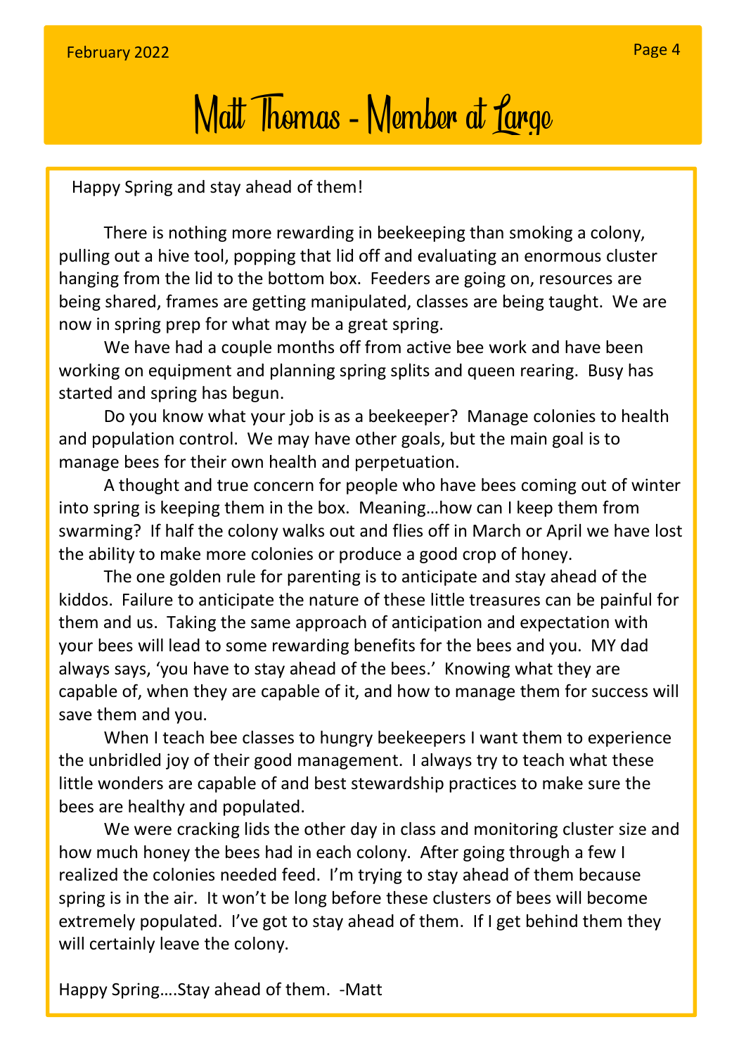# Matt Thomas - Member at Large

Happy Spring and stay ahead of them!

There is nothing more rewarding in beekeeping than smoking a colony, pulling out a hive tool, popping that lid off and evaluating an enormous cluster hanging from the lid to the bottom box. Feeders are going on, resources are being shared, frames are getting manipulated, classes are being taught. We are now in spring prep for what may be a great spring.

We have had a couple months off from active bee work and have been working on equipment and planning spring splits and queen rearing. Busy has started and spring has begun.

Do you know what your job is as a beekeeper? Manage colonies to health and population control. We may have other goals, but the main goal is to manage bees for their own health and perpetuation.

A thought and true concern for people who have bees coming out of winter into spring is keeping them in the box. Meaning…how can I keep them from swarming? If half the colony walks out and flies off in March or April we have lost the ability to make more colonies or produce a good crop of honey.

The one golden rule for parenting is to anticipate and stay ahead of the kiddos. Failure to anticipate the nature of these little treasures can be painful for them and us. Taking the same approach of anticipation and expectation with your bees will lead to some rewarding benefits for the bees and you. MY dad always says, 'you have to stay ahead of the bees.' Knowing what they are capable of, when they are capable of it, and how to manage them for success will save them and you.

When I teach bee classes to hungry beekeepers I want them to experience the unbridled joy of their good management. I always try to teach what these little wonders are capable of and best stewardship practices to make sure the bees are healthy and populated.

We were cracking lids the other day in class and monitoring cluster size and how much honey the bees had in each colony. After going through a few I realized the colonies needed feed. I'm trying to stay ahead of them because spring is in the air. It won't be long before these clusters of bees will become extremely populated. I've got to stay ahead of them. If I get behind them they will certainly leave the colony.

Happy Spring….Stay ahead of them. -Matt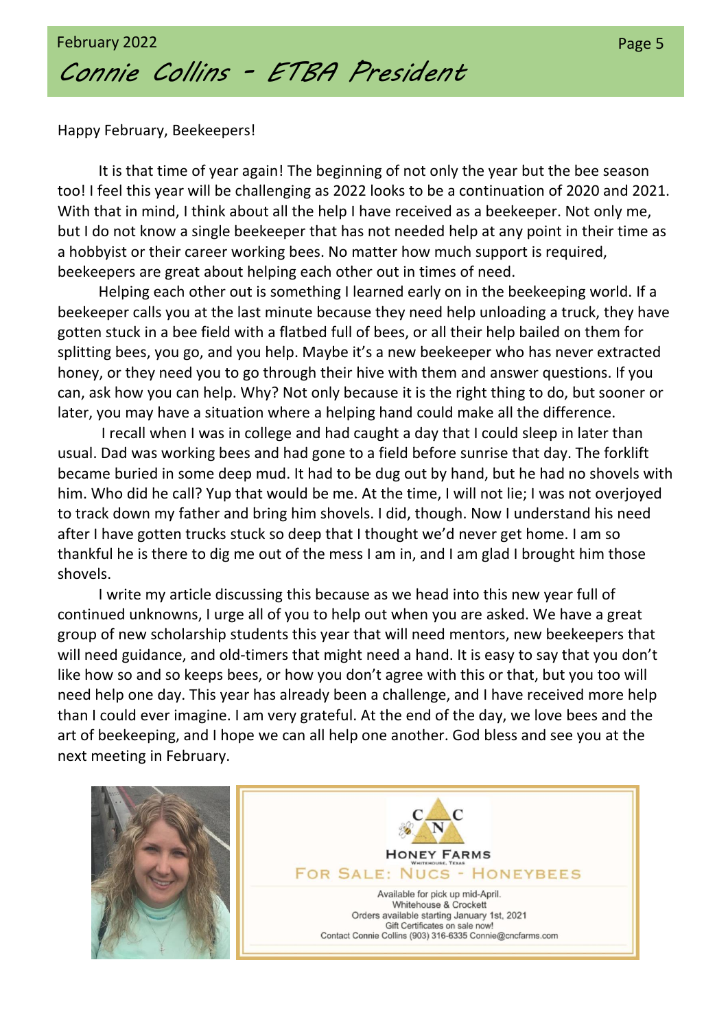# Connie Collins - ETBA President

Happy February, Beekeepers!

It is that time of year again! The beginning of not only the year but the bee season too! I feel this year will be challenging as 2022 looks to be a continuation of 2020 and 2021. With that in mind, I think about all the help I have received as a beekeeper. Not only me, but I do not know a single beekeeper that has not needed help at any point in their time as a hobbyist or their career working bees. No matter how much support is required, beekeepers are great about helping each other out in times of need.

Helping each other out is something I learned early on in the beekeeping world. If a beekeeper calls you at the last minute because they need help unloading a truck, they have gotten stuck in a bee field with a flatbed full of bees, or all their help bailed on them for splitting bees, you go, and you help. Maybe it's a new beekeeper who has never extracted honey, or they need you to go through their hive with them and answer questions. If you can, ask how you can help. Why? Not only because it is the right thing to do, but sooner or later, you may have a situation where a helping hand could make all the difference.

I recall when I was in college and had caught a day that I could sleep in later than usual. Dad was working bees and had gone to a field before sunrise that day. The forklift became buried in some deep mud. It had to be dug out by hand, but he had no shovels with him. Who did he call? Yup that would be me. At the time, I will not lie; I was not overjoyed to track down my father and bring him shovels. I did, though. Now I understand his need after I have gotten trucks stuck so deep that I thought we'd never get home. I am so thankful he is there to dig me out of the mess I am in, and I am glad I brought him those shovels.

I write my article discussing this because as we head into this new year full of continued unknowns, I urge all of you to help out when you are asked. We have a great group of new scholarship students this year that will need mentors, new beekeepers that will need guidance, and old-timers that might need a hand. It is easy to say that you don't like how so and so keeps bees, or how you don't agree with this or that, but you too will need help one day. This year has already been a challenge, and I have received more help than I could ever imagine. I am very grateful. At the end of the day, we love bees and the art of beekeeping, and I hope we can all help one another. God bless and see you at the next meeting in February.

**CNC Honey Farms**
Whitehouse, Texas

**For Sale: Nucs - Honeybees**

Available for pick up mid-April.
Whitehouse & Crockett
Orders available starting January 1st, 2021
Gift Certificates on sale now!
Contact Connie Collins (903) 316-6335 Connie@cncfarms.com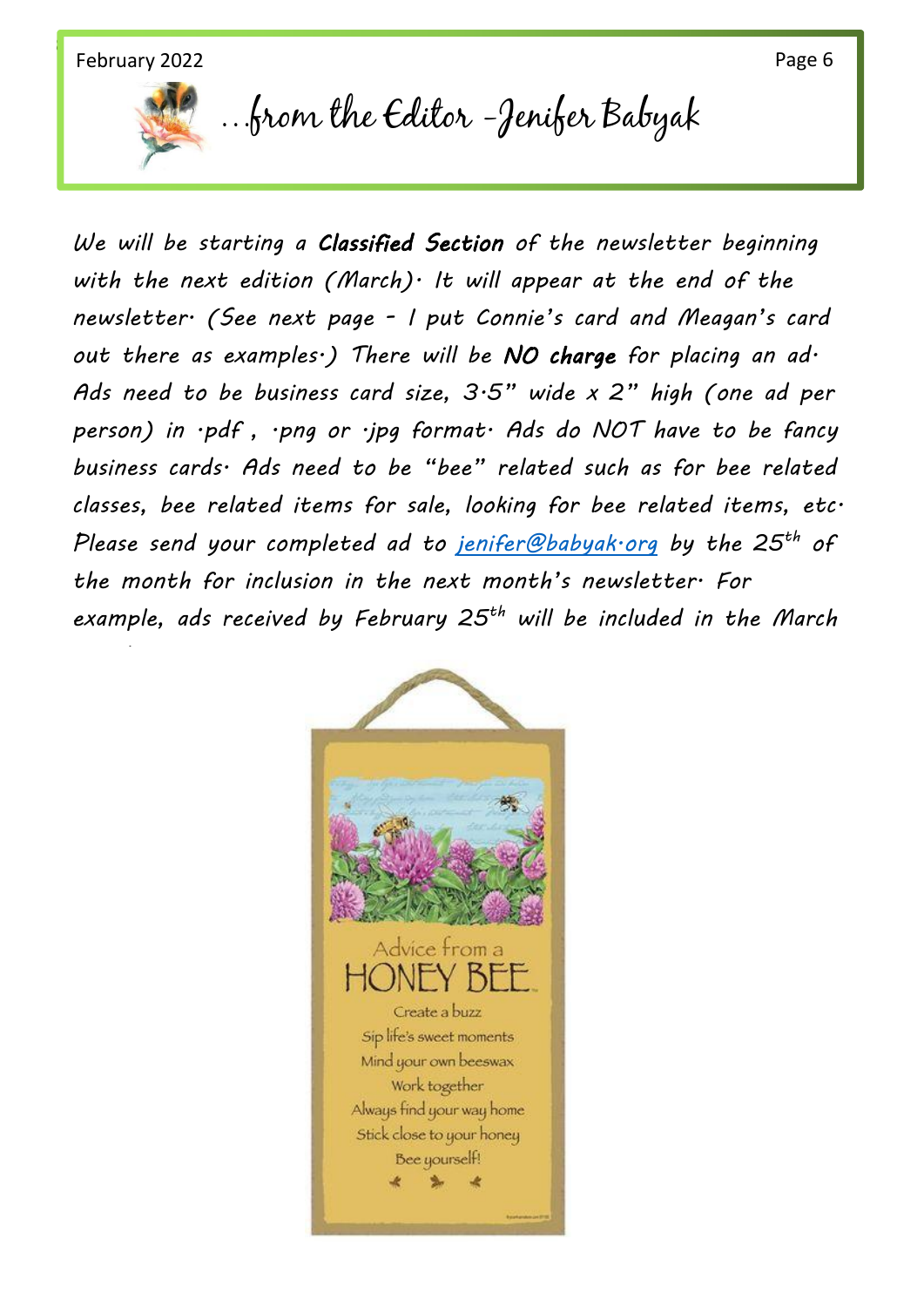# …from the Editor - Jenifer Babyak

*We will be starting a **Classified Section** of the newsletter beginning with the next edition (March). It will appear at the end of the newsletter. (See next page - I put Connie's card and Meagan's card out there as examples.) There will be **NO charge** for placing an ad. Ads need to be business card size, 3.5" wide x 2" high (one ad per person) in .pdf , .png or .jpg format. Ads do NOT have to be fancy business cards. Ads need to be "bee" related such as for bee related classes, bee related items for sale, looking for bee related items, etc. Please send your completed ad to [jenifer@babyak.org](mailto:jenifer@babyak.org) by the 25th of the month for inclusion in the next month's newsletter. For example, ads received by February 25th will be included in the March*

Advice from a HONEY BEE

Create a buzz
Sip life's sweet moments
Mind your own beeswax
Work together
Always find your way home
Stick close to your honey
Bee yourself!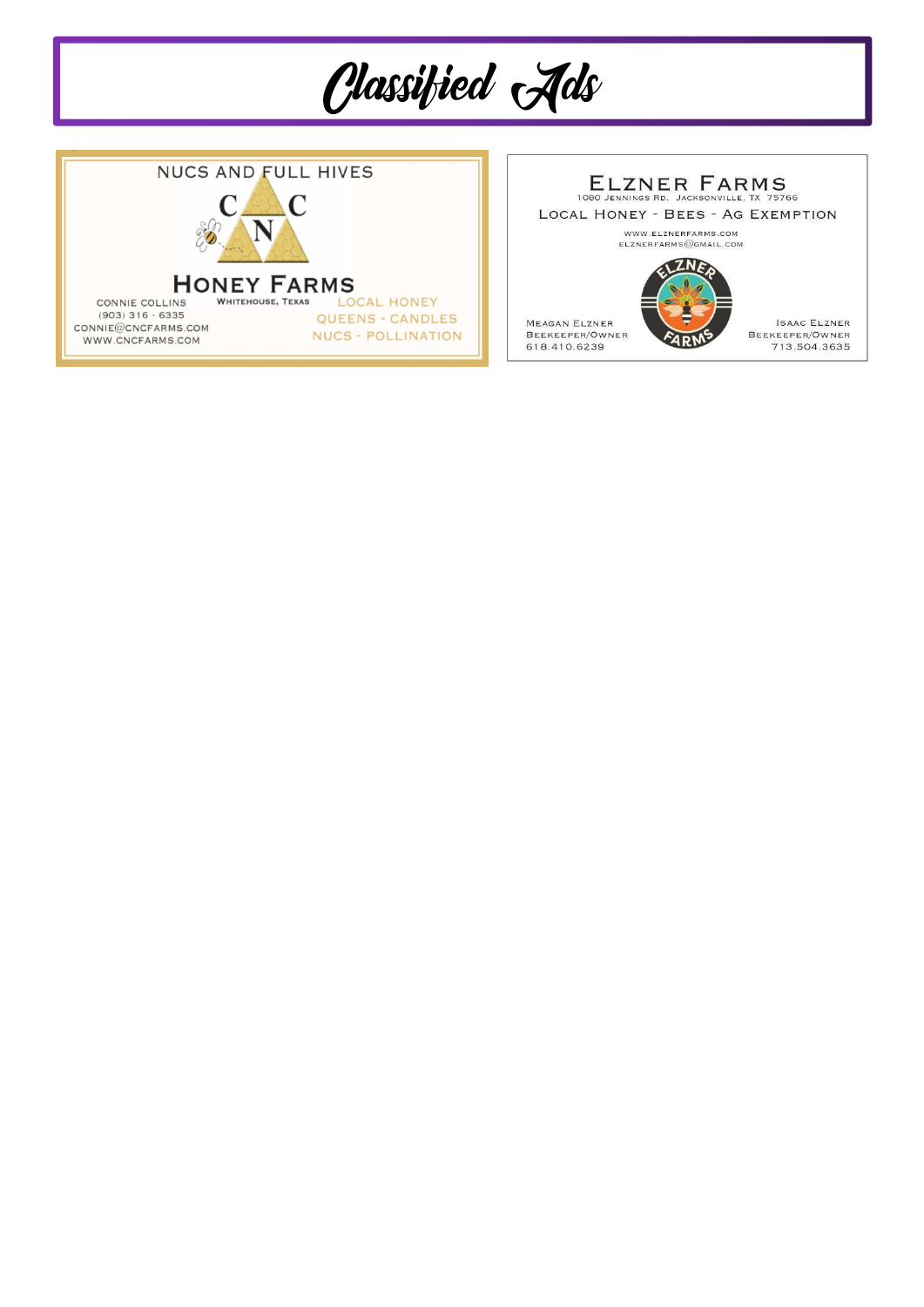# Classified Ads

NUCS AND FULL HIVES

C N C

HONEY FARMS

WHITEHOUSE, TEXAS

CONNIE COLLINS
(903) 316 - 6335
CONNIE@CNCFARMS.COM
WWW.CNCFARMS.COM

LOCAL HONEY
QUEENS - CANDLES
NUCS - POLLINATION

---

ELZNER FARMS

1080 JENNINGS RD. JACKSONVILLE, TX 75766

LOCAL HONEY - BEES - AG EXEMPTION

WWW.ELZNERFARMS.COM
ELZNERFARMS@GMAIL.COM

ELZNER FARMS

MEAGAN ELZNER
BEEKEEPER/OWNER
618.410.6239

ISAAC ELZNER
BEEKEEPER/OWNER
713.504.3635